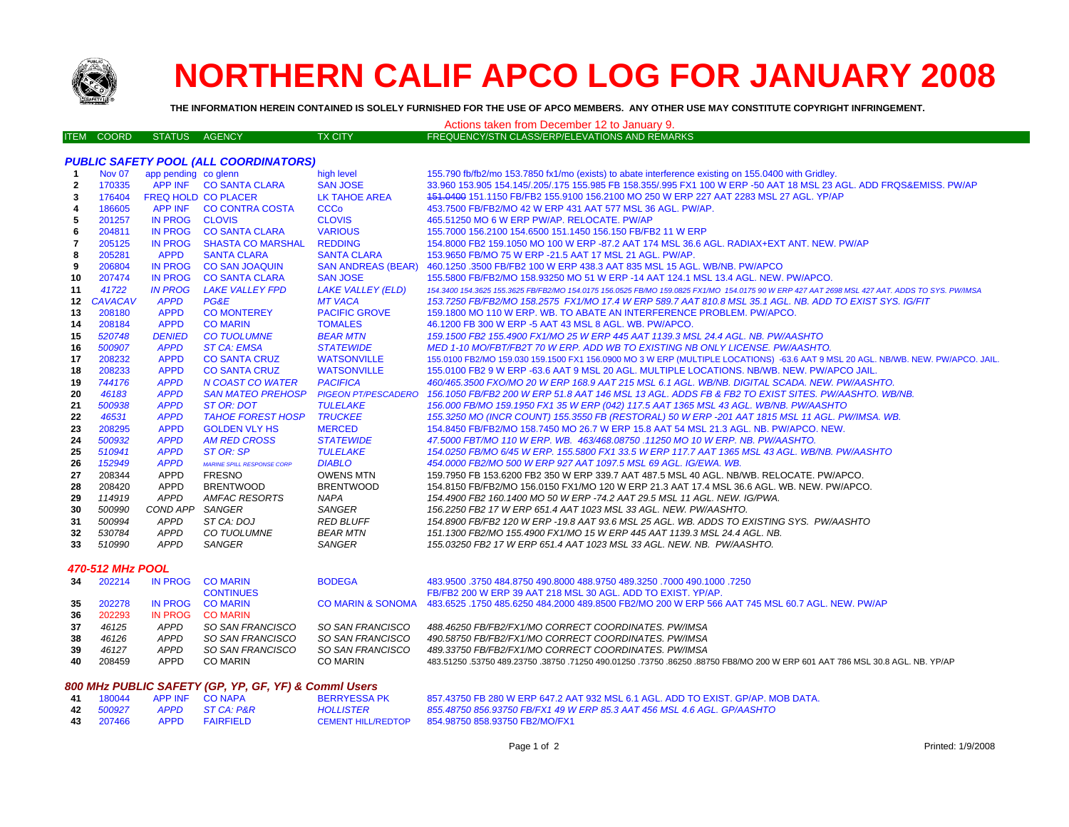# NORTHERN CALIF APCO LOG FOR JANUARY 2008

**THE INFORMATION HEREIN CONTAINED IS SOLELY FURNISHED FOR THE USE OF APCO MEMBERS. ANY OTHER USE MAY CONSTITUTE COPYRIGHT INFRINGEMENT.**

Actions taken from December 12 to January 9.

| ITEM | COORD | STATUS | AGENCY | TX CITY | FREQUENCY/STN CLASS/ERP/ELEVATIONS AND REMARKS |
|---|---|---|---|---|---|
| | | | ***PUBLIC SAFETY POOL (ALL COORDINATORS)*** | | |
| 1 | Nov 07 | app pending | co glenn | high level | 155.790 fb/fb2/mo 153.7850 fx1/mo (exists) to abate interference existing on 155.0400 with Gridley. |
| 2 | 170335 | APP INF | CO SANTA CLARA | SAN JOSE | 33.960 153.905 154.145/.205/.175 155.985 FB 158.355/.995 FX1 100 W ERP -50 AAT 18 MSL 23 AGL. ADD FRQS&EMISS. PW/AP |
| 3 | 176404 | FREQ HOLD | CO PLACER | LK TAHOE AREA | ~~151.0400~~ 151.1150 FB/FB2 155.9100 156.2100 MO 250 W ERP 227 AAT 2283 MSL 27 AGL. YP/AP |
| 4 | 186605 | APP INF | CO CONTRA COSTA | CCCo | 453.7500 FB/FB2/MO 42 W ERP 431 AAT 577 MSL 36 AGL. PW/AP. |
| 5 | 201257 | IN PROG | CLOVIS | CLOVIS | 465.51250 MO 6 W ERP PW/AP. RELOCATE. PW/AP |
| 6 | 204811 | IN PROG | CO SANTA CLARA | VARIOUS | 155.7000 156.2100 154.6500 151.1450 156.150 FB/FB2 11 W ERP |
| 7 | 205125 | IN PROG | SHASTA CO MARSHAL | REDDING | 154.8000 FB2 159.1050 MO 100 W ERP -87.2 AAT 174 MSL 36.6 AGL. RADIAX+EXT ANT. NEW. PW/AP |
| 8 | 205281 | APPD | SANTA CLARA | SANTA CLARA | 153.9650 FB/MO 75 W ERP -21.5 AAT 17 MSL 21 AGL. PW/AP. |
| 9 | 206804 | IN PROG | CO SAN JOAQUIN | SAN ANDREAS (BEAR) | 460.1250 .3500 FB/FB2 100 W ERP 438.3 AAT 835 MSL 15 AGL. WB/NB. PW/APCO |
| 10 | 207474 | IN PROG | CO SANTA CLARA | SAN JOSE | 155.5800 FB/FB2/MO 158.93250 MO 51 W ERP -14 AAT 124.1 MSL 13.4 AGL. NEW. PW/APCO. |
| 11 | *41722* | *IN PROG* | *LAKE VALLEY FPD* | *LAKE VALLEY (ELD)* | *154.3400 154.3625 155.3625 FB/FB2/MO 154.0175 156.0525 FB/MO 159.0825 FX1/MO 154.0175 90 W ERP 427 AAT 2698 MSL 427 AAT. ADDS TO SYS. PW/IMSA* |
| 12 | *CAVACAV* | *APPD* | *PG&E* | *MT VACA* | *153.7250 FB/FB2/MO 158.2575 FX1/MO 17.4 W ERP 589.7 AAT 810.8 MSL 35.1 AGL. NB. ADD TO EXIST SYS. IG/FIT* |
| 13 | 208180 | APPD | CO MONTEREY | PACIFIC GROVE | 159.1800 MO 110 W ERP. WB. TO ABATE AN INTERFERENCE PROBLEM. PW/APCO. |
| 14 | 208184 | APPD | CO MARIN | TOMALES | 46.1200 FB 300 W ERP -5 AAT 43 MSL 8 AGL. WB. PW/APCO. |
| 15 | *520748* | *DENIED* | *CO TUOLUMNE* | *BEAR MTN* | *159.1500 FB2 155.4900 FX1/MO 25 W ERP 445 AAT 1139.3 MSL 24.4 AGL. NB. PW/AASHTO* |
| 16 | *500907* | *APPD* | *ST CA: EMSA* | *STATEWIDE* | *MED 1-10 MO/FBT/FB2T 70 W ERP. ADD WB TO EXISTING NB ONLY LICENSE. PW/AASHTO.* |
| 17 | 208232 | APPD | CO SANTA CRUZ | WATSONVILLE | 155.0100 FB2/MO 159.030 159.1500 FX1 156.0900 MO 3 W ERP (MULTIPLE LOCATIONS) -63.6 AAT 9 MSL 20 AGL. NB/WB. NEW. PW/APCO. JAIL. |
| 18 | 208233 | APPD | CO SANTA CRUZ | WATSONVILLE | 155.0100 FB2 9 W ERP -63.6 AAT 9 MSL 20 AGL. MULTIPLE LOCATIONS. NB/WB. NEW. PW/APCO JAIL. |
| 19 | *744176* | *APPD* | *N COAST CO WATER* | *PACIFICA* | *460/465.3500 FXO/MO 20 W ERP 168.9 AAT 215 MSL 6.1 AGL. WB/NB. DIGITAL SCADA. NEW. PW/AASHTO.* |
| 20 | *46183* | *APPD* | *SAN MATEO PREHOSP* | *PIGEON PT/PESCADERO* | *156.1050 FB/FB2 200 W ERP 51.8 AAT 146 MSL 13 AGL. ADDS FB & FB2 TO EXIST SITES. PW/AASHTO. WB/NB.* |
| 21 | *500938* | *APPD* | *ST OR: DOT* | *TULELAKE* | *156.000 FB/MO 159.1950 FX1 35 W ERP (042) 117.5 AAT 1365 MSL 43 AGL. WB/NB. PW/AASHTO* |
| 22 | *46531* | *APPD* | *TAHOE FOREST HOSP* | *TRUCKEE* | *155.3250 MO (INCR COUNT) 155.3550 FB (RESTORAL) 50 W ERP -201 AAT 1815 MSL 11 AGL. PW/IMSA. WB.* |
| 23 | 208295 | APPD | GOLDEN VLY HS | MERCED | 154.8450 FB/FB2/MO 158.7450 MO 26.7 W ERP 15.8 AAT 54 MSL 21.3 AGL. NB. PW/APCO. NEW. |
| 24 | *500932* | *APPD* | *AM RED CROSS* | *STATEWIDE* | *47.5000 FBT/MO 110 W ERP. WB. 463/468.08750 .11250 MO 10 W ERP. NB. PW/AASHTO.* |
| 25 | *510941* | *APPD* | *ST OR: SP* | *TULELAKE* | *154.0250 FB/MO 6/45 W ERP. 155.5800 FX1 33.5 W ERP 117.7 AAT 1365 MSL 43 AGL. WB/NB. PW/AASHTO* |
| 26 | *152949* | *APPD* | *MARINE SPILL RESPONSE CORP* | *DIABLO* | *454.0000 FB2/MO 500 W ERP 927 AAT 1097.5 MSL 69 AGL. IG/EWA. WB.* |
| 27 | 208344 | APPD | FRESNO | OWENS MTN | 159.7950 FB 153.6200 FB2 350 W ERP 339.7 AAT 487.5 MSL 40 AGL. NB/WB. RELOCATE. PW/APCO. |
| 28 | 208420 | APPD | BRENTWOOD | BRENTWOOD | 154.8150 FB/FB2/MO 156.0150 FX1/MO 120 W ERP 21.3 AAT 17.4 MSL 36.6 AGL. WB. NEW. PW/APCO. |
| 29 | *114919* | *APPD* | *AMFAC RESORTS* | *NAPA* | *154.4900 FB2 160.1400 MO 50 W ERP -74.2 AAT 29.5 MSL 11 AGL. NEW. IG/PWA.* |
| 30 | *500990* | *COND APP* | *SANGER* | *SANGER* | *156.2250 FB2 17 W ERP 651.4 AAT 1023 MSL 33 AGL. NEW. PW/AASHTO.* |
| 31 | *500994* | *APPD* | *ST CA: DOJ* | *RED BLUFF* | *154.8900 FB/FB2 120 W ERP -19.8 AAT 93.6 MSL 25 AGL. WB. ADDS TO EXISTING SYS. PW/AASHTO* |
| 32 | *530784* | *APPD* | *CO TUOLUMNE* | *BEAR MTN* | *151.1300 FB2/MO 155.4900 FX1/MO 15 W ERP 445 AAT 1139.3 MSL 24.4 AGL. NB.* |
| 33 | *510990* | *APPD* | *SANGER* | *SANGER* | *155.03250 FB2 17 W ERP 651.4 AAT 1023 MSL 33 AGL. NEW. NB. PW/AASHTO.* |
| | ***470-512 MHz POOL*** | | | | |
| 34 | 202214 | IN PROG | CO MARIN CONTINUES | BODEGA | 483.9500 .3750 484.8750 490.8000 488.9750 489.3250 .7000 490.1000 .7250 FB/FB2 200 W ERP 39 AAT 218 MSL 30 AGL. ADD TO EXIST. YP/AP. |
| 35 | 202278 | IN PROG | CO MARIN | CO MARIN & SONOMA | 483.6525 .1750 485.6250 484.2000 489.8500 FB2/MO 200 W ERP 566 AAT 745 MSL 60.7 AGL. NEW. PW/AP |
| 36 | 202293 | IN PROG | CO MARIN | | |
| 37 | *46125* | *APPD* | *SO SAN FRANCISCO* | *SO SAN FRANCISCO* | *488.46250 FB/FB2/FX1/MO CORRECT COORDINATES. PW/IMSA* |
| 38 | *46126* | *APPD* | *SO SAN FRANCISCO* | *SO SAN FRANCISCO* | *490.58750 FB/FB2/FX1/MO CORRECT COORDINATES. PW/IMSA* |
| 39 | *46127* | *APPD* | *SO SAN FRANCISCO* | *SO SAN FRANCISCO* | *489.33750 FB/FB2/FX1/MO CORRECT COORDINATES. PW/IMSA* |
| 40 | 208459 | APPD | CO MARIN | CO MARIN | 483.51250 .53750 489.23750 .38750 .71250 490.01250 .73750 .86250 .88750 FB8/MO 200 W ERP 601 AAT 786 MSL 30.8 AGL. NB. YP/AP |
| | ***800 MHz PUBLIC SAFETY (GP, YP, GF, YF) & Comml Users*** | | | | |
| 41 | 180044 | APP INF | CO NAPA | BERRYESSA PK | 857.43750 FB 280 W ERP 647.2 AAT 932 MSL 6.1 AGL. ADD TO EXIST. GP/AP. MOB DATA. |
| 42 | *500927* | *APPD* | *ST CA: P&R* | *HOLLISTER* | *855.48750 856.93750 FB/FX1 49 W ERP 85.3 AAT 456 MSL 4.6 AGL. GP/AASHTO* |
| 43 | 207466 | APPD | FAIRFIELD | CEMENT HILL/REDTOP | 854.98750 858.93750 FB2/MO/FX1 |

Printed: 1/9/2008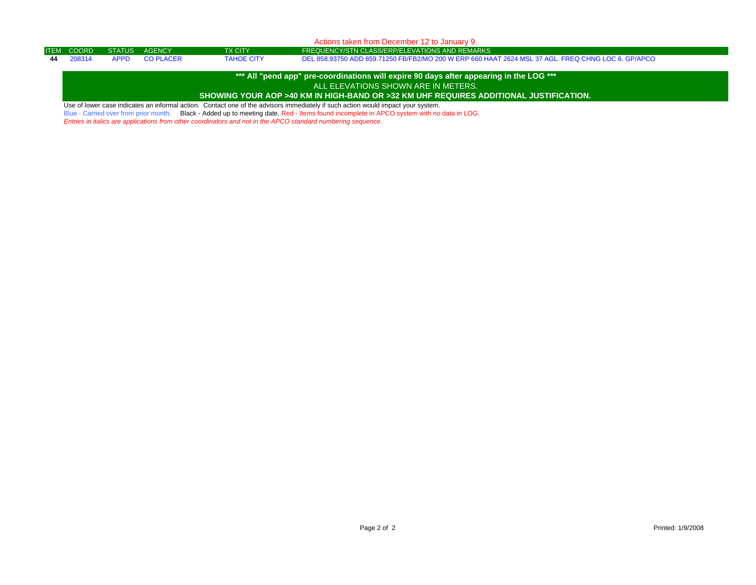Actions taken from December 12 to January 9.

| ITEM | COORD | STATUS | AGENCY | TX CITY | FREQUENCY/STN CLASS/ERP/ELEVATIONS AND REMARKS |
|---|---|---|---|---|---|
| 44 | 208314 | APPD | CO PLACER | TAHOE CITY | DEL 858.93750 ADD 859.71250 FB/FB2/MO 200 W ERP 660 HAAT 2624 MSL 37 AGL. FREQ CHNG LOC 6. GP/APCO |

**\*\*\* All "pend app" pre-coordinations will expire 90 days after appearing in the LOG \*\*\***

ALL ELEVATIONS SHOWN ARE IN METERS.

**SHOWING YOUR AOP >40 KM IN HIGH-BAND OR >32 KM UHF REQUIRES ADDITIONAL JUSTIFICATION.**

Use of lower case indicates an informal action. Contact one of the advisors immediately if such action would impact your system.

Blue - Carried over from prior month. Black - Added up to meeting date. Red - Items found incomplete in APCO system with no data in LOG.

*Entries in italics are applications from other coordinators and not in the APCO standard numbering sequence.*

Printed: 1/9/2008